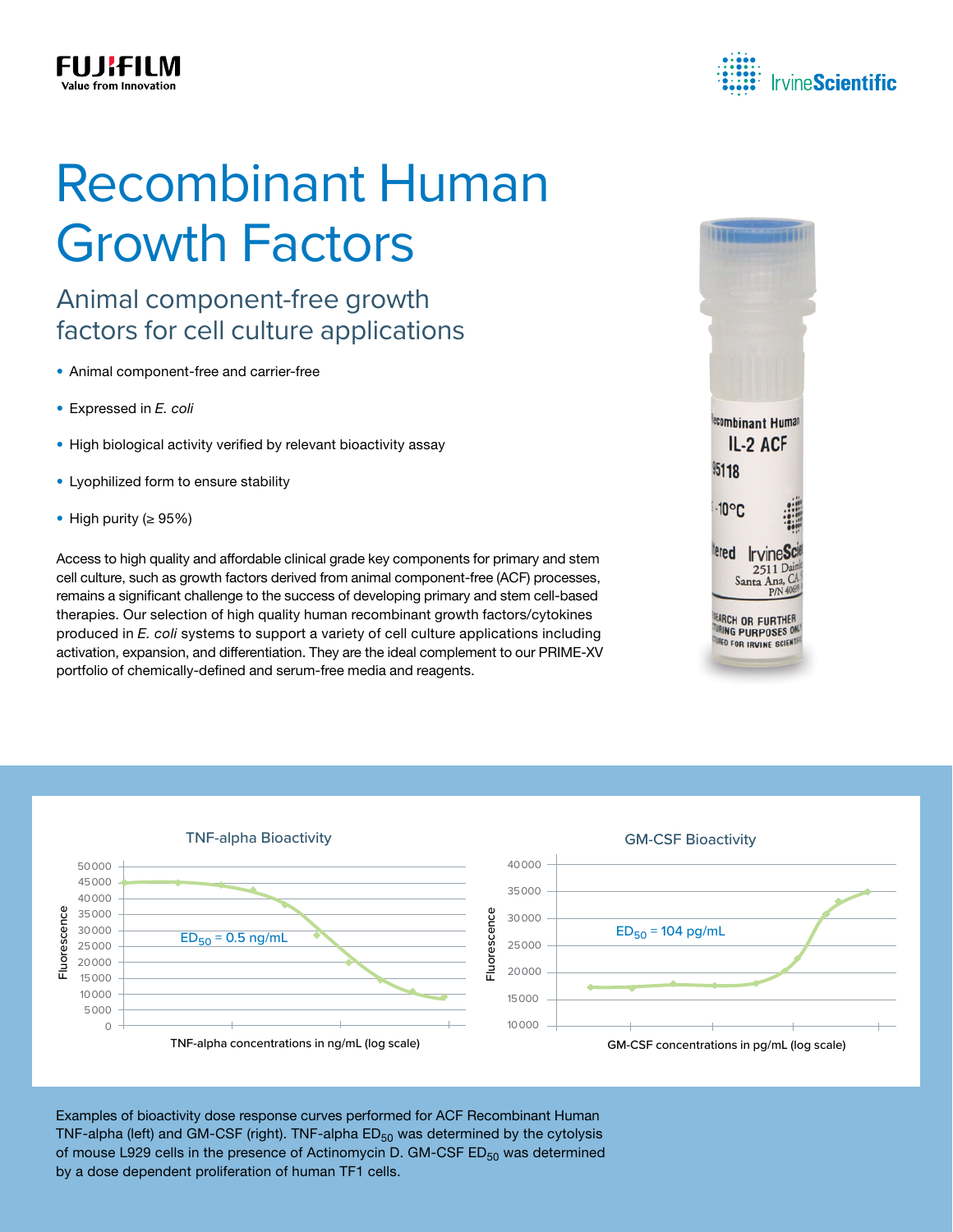# Recombinant Human Growth Factors

## Animal component-free growth factors for cell culture applications

- Animal component-free and carrier-free
- Expressed in *E. coli*
- High biological activity verified by relevant bioactivity assay
- Lyophilized form to ensure stability
- High purity (≥ 95%)

Access to high quality and affordable clinical grade key components for primary and stem cell culture, such as growth factors derived from animal component-free (ACF) processes, remains a significant challenge to the success of developing primary and stem cell-based therapies. Our selection of high quality human recombinant growth factors/cytokines produced in *E. coli* systems to support a variety of cell culture applications including activation, expansion, and differentiation. They are the ideal complement to our PRIME-XV portfolio of chemically-defined and serum-free media and reagents.

Examples of bioactivity dose response curves performed for ACF Recombinant Human TNF-alpha (left) and GM-CSF (right). TNF-alpha $ED_{50}$ was determined by the cytolysis of mouse L929 cells in the presence of Actinomycin D. GM-CSF $ED_{50}$ was determined by a dose dependent proliferation of human TF1 cells.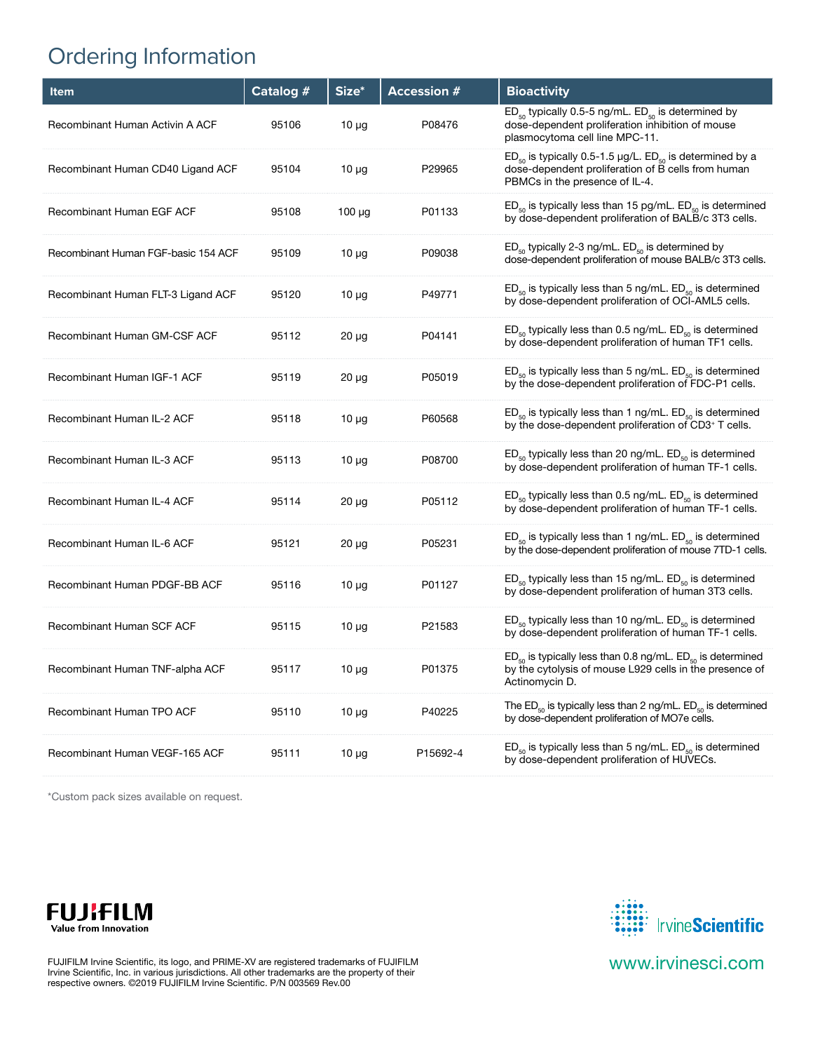# Ordering Information

| Item | Catalog # | Size* | Accession # | Bioactivity |
|---|---|---|---|---|
| Recombinant Human Activin A ACF | 95106 | 10 µg | P08476 | $ED_{50}$ typically 0.5-5 ng/mL. $ED_{50}$ is determined by dose-dependent proliferation inhibition of mouse plasmocytoma cell line MPC-11. |
| Recombinant Human CD40 Ligand ACF | 95104 | 10 µg | P29965 | $ED_{50}$ is typically 0.5-1.5 µg/L. $ED_{50}$ is determined by a dose-dependent proliferation of B cells from human PBMCs in the presence of IL-4. |
| Recombinant Human EGF ACF | 95108 | 100 µg | P01133 | $ED_{50}$ is typically less than 15 pg/mL. $ED_{50}$ is determined by dose-dependent proliferation of BALB/c 3T3 cells. |
| Recombinant Human FGF-basic 154 ACF | 95109 | 10 µg | P09038 | $ED_{50}$ typically 2-3 ng/mL. $ED_{50}$ is determined by dose-dependent proliferation of mouse BALB/c 3T3 cells. |
| Recombinant Human FLT-3 Ligand ACF | 95120 | 10 µg | P49771 | $ED_{50}$ is typically less than 5 ng/mL. $ED_{50}$ is determined by dose-dependent proliferation of OCI-AML5 cells. |
| Recombinant Human GM-CSF ACF | 95112 | 20 µg | P04141 | $ED_{50}$ typically less than 0.5 ng/mL. $ED_{50}$ is determined by dose-dependent proliferation of human TF1 cells. |
| Recombinant Human IGF-1 ACF | 95119 | 20 µg | P05019 | $ED_{50}$ is typically less than 5 ng/mL. $ED_{50}$ is determined by the dose-dependent proliferation of FDC-P1 cells. |
| Recombinant Human IL-2 ACF | 95118 | 10 µg | P60568 | $ED_{50}$ is typically less than 1 ng/mL. $ED_{50}$ is determined by the dose-dependent proliferation of $CD3^{+}$ T cells. |
| Recombinant Human IL-3 ACF | 95113 | 10 µg | P08700 | $ED_{50}$ typically less than 20 ng/mL. $ED_{50}$ is determined by dose-dependent proliferation of human TF-1 cells. |
| Recombinant Human IL-4 ACF | 95114 | 20 µg | P05112 | $ED_{50}$ typically less than 0.5 ng/mL. $ED_{50}$ is determined by dose-dependent proliferation of human TF-1 cells. |
| Recombinant Human IL-6 ACF | 95121 | 20 µg | P05231 | $ED_{50}$ is typically less than 1 ng/mL. $ED_{50}$ is determined by the dose-dependent proliferation of mouse 7TD-1 cells. |
| Recombinant Human PDGF-BB ACF | 95116 | 10 µg | P01127 | $ED_{50}$ typically less than 15 ng/mL. $ED_{50}$ is determined by dose-dependent proliferation of human 3T3 cells. |
| Recombinant Human SCF ACF | 95115 | 10 µg | P21583 | $ED_{50}$ typically less than 10 ng/mL. $ED_{50}$ is determined by dose-dependent proliferation of human TF-1 cells. |
| Recombinant Human TNF-alpha ACF | 95117 | 10 µg | P01375 | $ED_{50}$ is typically less than 0.8 ng/mL. $ED_{50}$ is determined by the cytolysis of mouse L929 cells in the presence of Actinomycin D. |
| Recombinant Human TPO ACF | 95110 | 10 µg | P40225 | The $ED_{50}$ is typically less than 2 ng/mL. $ED_{50}$ is determined by dose-dependent proliferation of MO7e cells. |
| Recombinant Human VEGF-165 ACF | 95111 | 10 µg | P15692-4 | $ED_{50}$ is typically less than 5 ng/mL. $ED_{50}$ is determined by dose-dependent proliferation of HUVECs. |

*Custom pack sizes available on request.

FUJIFILM
Value from Innovation

IrvineScientific

FUJIFILM Irvine Scientific, its logo, and PRIME-XV are registered trademarks of FUJIFILM Irvine Scientific, Inc. in various jurisdictions. All other trademarks are the property of their respective owners. ©2019 FUJIFILM Irvine Scientific. P/N 003569 Rev.00

www.irvinesci.com